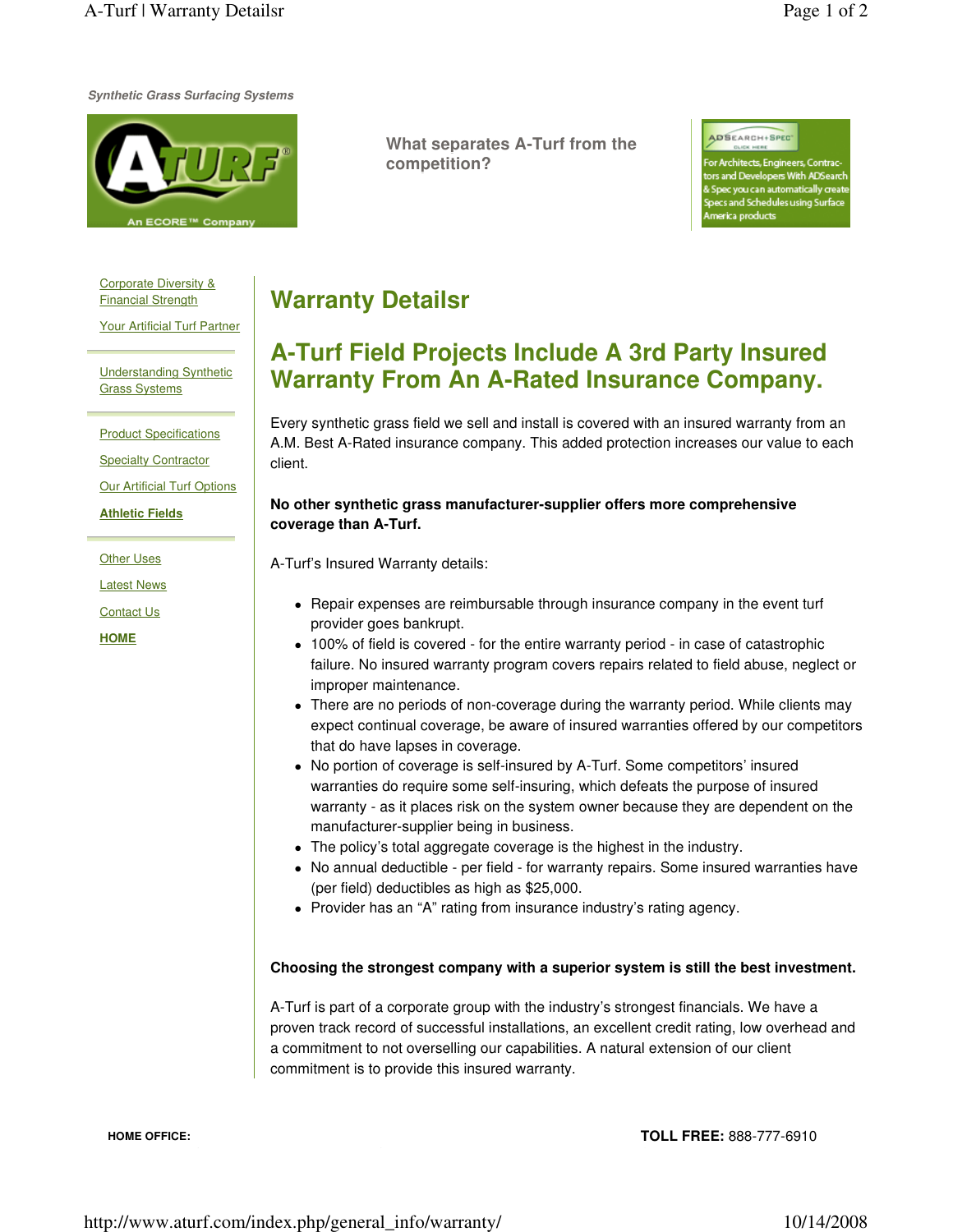*Synthetic Grass Surfacing Systems*

An ECORE™ Company

**What separates A-Turf from the competition?**

For Architects, Engineers, Contractors and Developers With ADSearch & Spec you can automatically create Specs and Schedules using Surface America products

- Corporate Diversity & Financial Strength
- Your Artificial Turf Partner
- Understanding Synthetic Grass Systems
- Product Specifications
- Specialty Contractor
- Our Artificial Turf Options
- **Athletic Fields**
- Other Uses
- Latest News
- Contact Us
- **HOME**

# Warranty Detailsr

## A-Turf Field Projects Include A 3rd Party Insured Warranty From An A-Rated Insurance Company.

Every synthetic grass field we sell and install is covered with an insured warranty from an A.M. Best A-Rated insurance company. This added protection increases our value to each client.

**No other synthetic grass manufacturer-supplier offers more comprehensive coverage than A-Turf.**

A-Turf's Insured Warranty details:

- Repair expenses are reimbursable through insurance company in the event turf provider goes bankrupt.
- 100% of field is covered - for the entire warranty period - in case of catastrophic failure. No insured warranty program covers repairs related to field abuse, neglect or improper maintenance.
- There are no periods of non-coverage during the warranty period. While clients may expect continual coverage, be aware of insured warranties offered by our competitors that do have lapses in coverage.
- No portion of coverage is self-insured by A-Turf. Some competitors' insured warranties do require some self-insuring, which defeats the purpose of insured warranty - as it places risk on the system owner because they are dependent on the manufacturer-supplier being in business.
- The policy's total aggregate coverage is the highest in the industry.
- No annual deductible - per field - for warranty repairs. Some insured warranties have (per field) deductibles as high as $25,000.
- Provider has an "A" rating from insurance industry's rating agency.

**Choosing the strongest company with a superior system is still the best investment.**

A-Turf is part of a corporate group with the industry's strongest financials. We have a proven track record of successful installations, an excellent credit rating, low overhead and a commitment to not overselling our capabilities. A natural extension of our client commitment is to provide this insured warranty.

**HOME OFFICE:**

**TOLL FREE:** 888-777-6910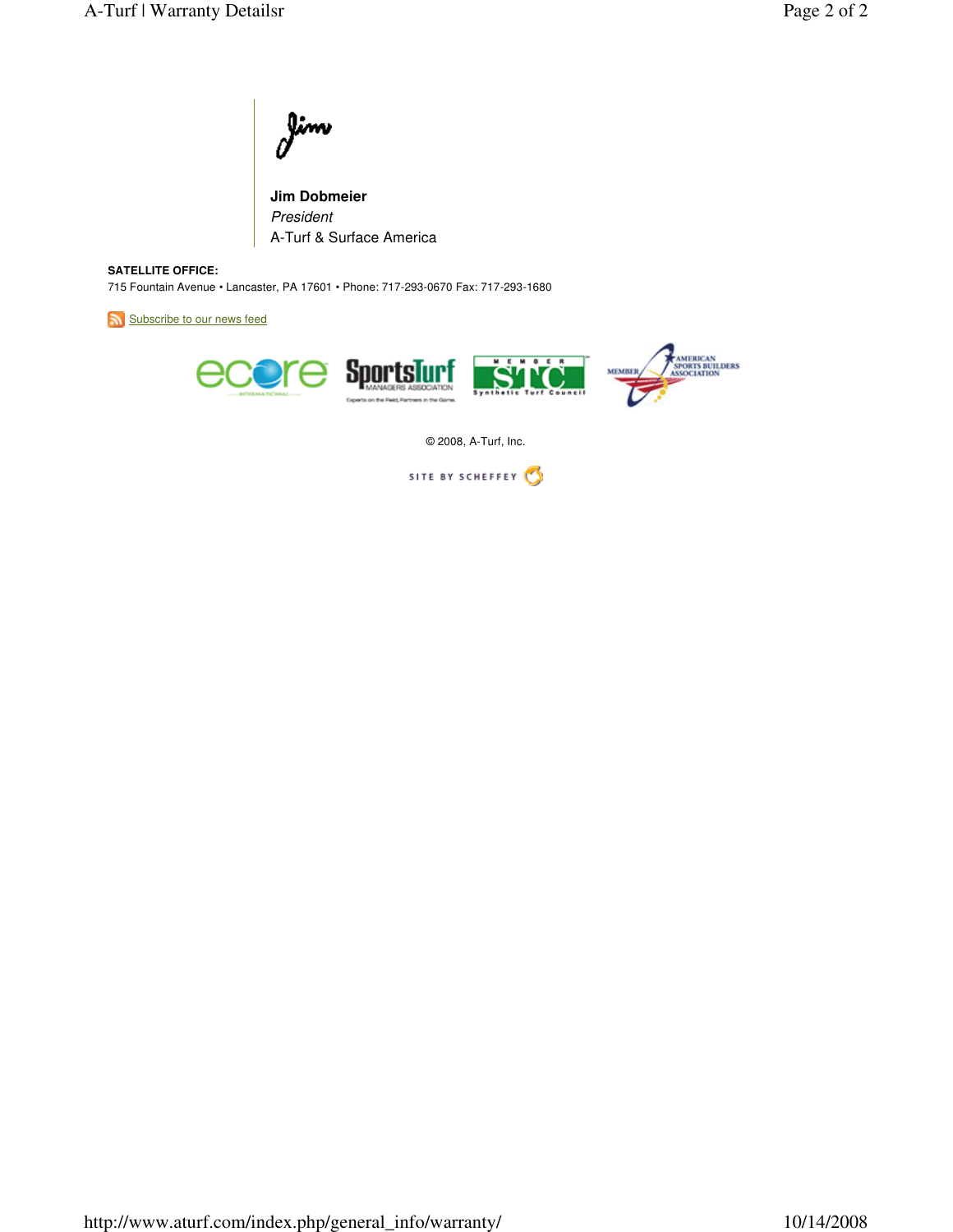Jim

**Jim Dobmeier**
*President*
A-Turf & Surface America

**SATELLITE OFFICE:**
715 Fountain Avenue • Lancaster, PA 17601 • Phone: 717-293-0670 Fax: 717-293-1680

Subscribe to our news feed

© 2008, A-Turf, Inc.

SITE BY SCHEFFEY